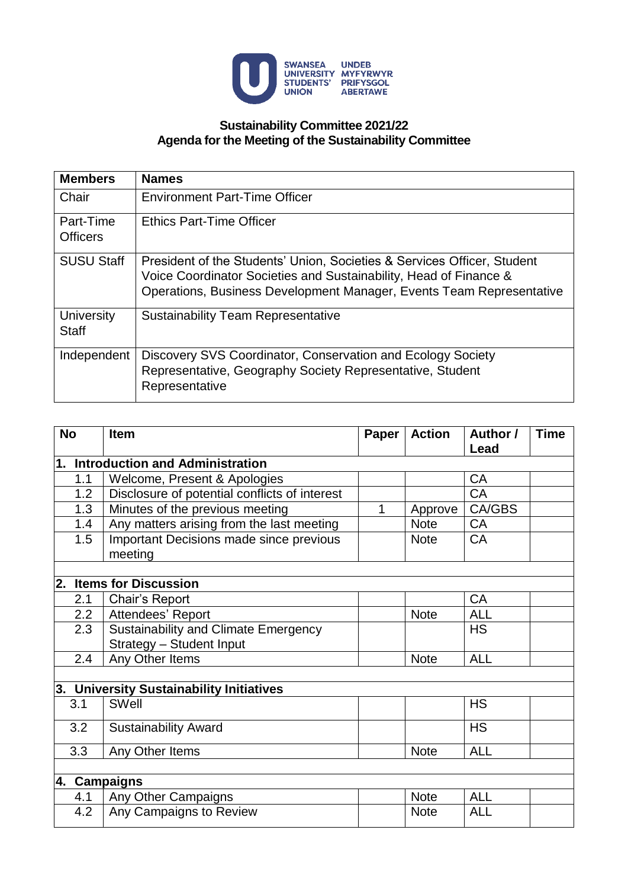**SWANSEA UNIVERSITY STUDENTS' UNION**
**UNDEB MYFYRWYR PRIFYSGOL ABERTAWE**

## Sustainability Committee 2021/22
## Agenda for the Meeting of the Sustainability Committee

| Members | Names |
|---|---|
| Chair | Environment Part-Time Officer |
| Part-Time Officers | Ethics Part-Time Officer |
| SUSU Staff | President of the Students' Union, Societies & Services Officer, Student Voice Coordinator Societies and Sustainability, Head of Finance & Operations, Business Development Manager, Events Team Representative |
| University Staff | Sustainability Team Representative |
| Independent | Discovery SVS Coordinator, Conservation and Ecology Society Representative, Geography Society Representative, Student Representative |

| No | Item | Paper | Action | Author / Lead | Time |
|---|---|---|---|---|---|
| **1. Introduction and Administration** | | | | | |
| 1.1 | Welcome, Present & Apologies | | | CA | |
| 1.2 | Disclosure of potential conflicts of interest | | | CA | |
| 1.3 | Minutes of the previous meeting | 1 | Approve | CA/GBS | |
| 1.4 | Any matters arising from the last meeting | | Note | CA | |
| 1.5 | Important Decisions made since previous meeting | | Note | CA | |
| **2. Items for Discussion** | | | | | |
| 2.1 | Chair's Report | | | CA | |
| 2.2 | Attendees' Report | | Note | ALL | |
| 2.3 | Sustainability and Climate Emergency Strategy – Student Input | | | HS | |
| 2.4 | Any Other Items | | Note | ALL | |
| **3. University Sustainability Initiatives** | | | | | |
| 3.1 | SWell | | | HS | |
| 3.2 | Sustainability Award | | | HS | |
| 3.3 | Any Other Items | | Note | ALL | |
| **4. Campaigns** | | | | | |
| 4.1 | Any Other Campaigns | | Note | ALL | |
| 4.2 | Any Campaigns to Review | | Note | ALL | |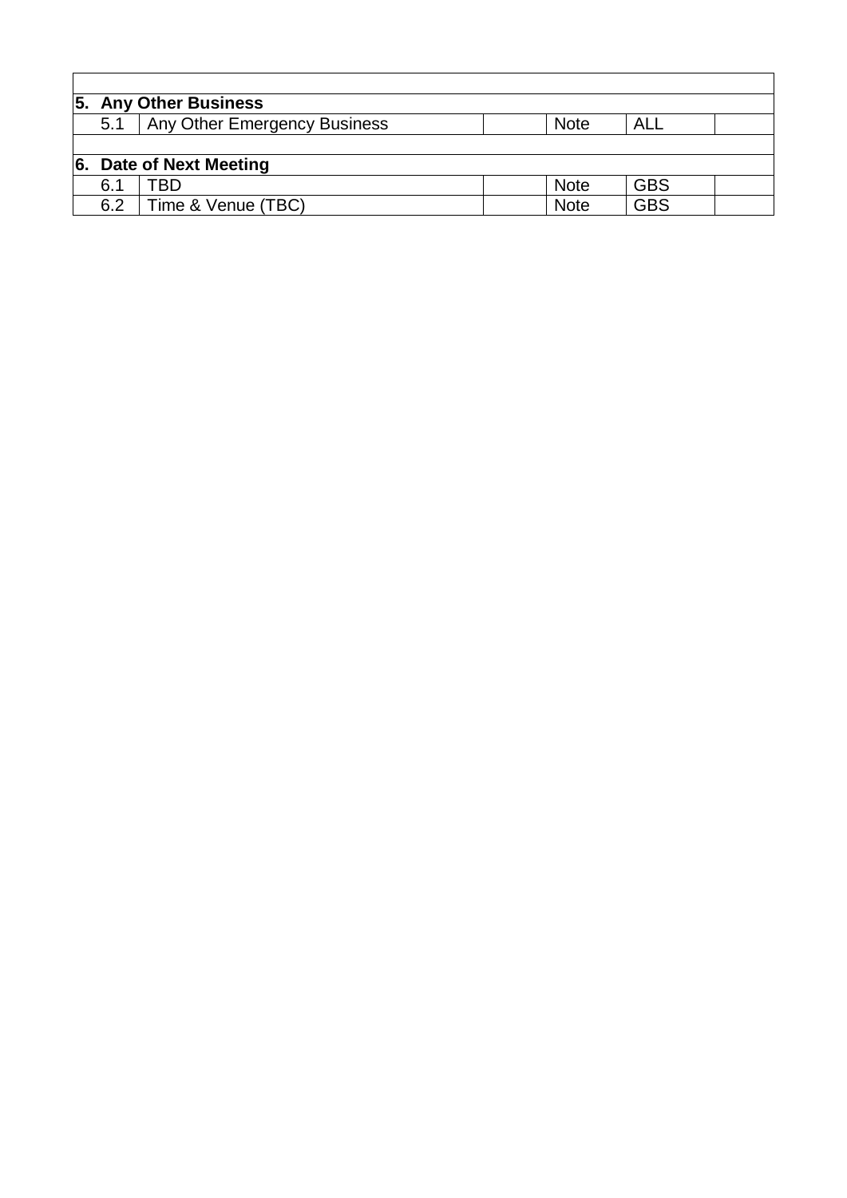| | | | | | |
|---|---|---|---|---|---|
| | | | | | |
| **5. Any Other Business** | | | | | |
| 5.1 | Any Other Emergency Business | | Note | ALL | |
| | | | | | |
| **6. Date of Next Meeting** | | | | | |
| 6.1 | TBD | | Note | GBS | |
| 6.2 | Time & Venue (TBC) | | Note | GBS | |